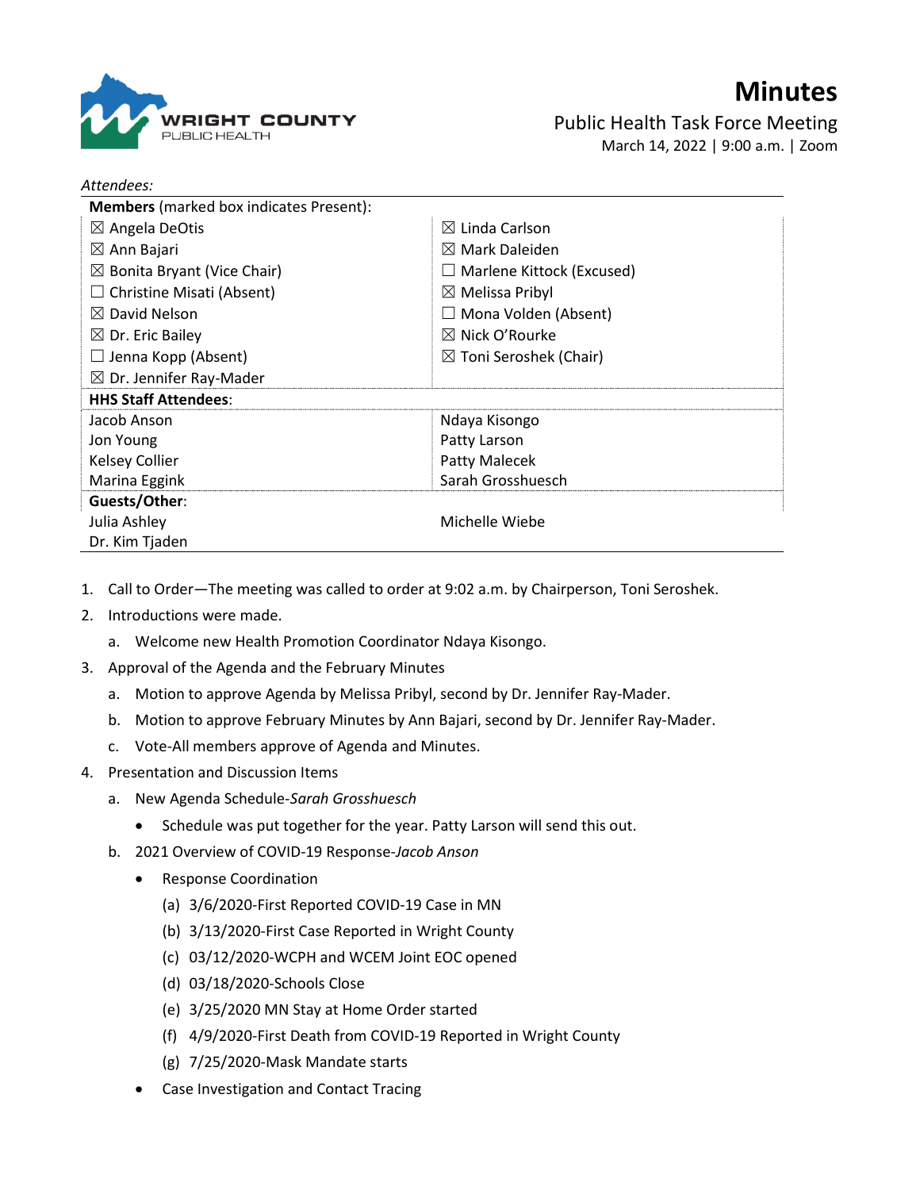WRIGHT COUNTY
PUBLIC HEALTH

# Minutes

Public Health Task Force Meeting
March 14, 2022 | 9:00 a.m. | Zoom

*Attendees:*

| **Members** (marked box indicates Present): | |
|---|---|
| ☒ Angela DeOtis | ☒ Linda Carlson |
| ☒ Ann Bajari | ☒ Mark Daleiden |
| ☒ Bonita Bryant (Vice Chair) | ☐ Marlene Kittock (Excused) |
| ☐ Christine Misati (Absent) | ☒ Melissa Pribyl |
| ☒ David Nelson | ☐ Mona Volden (Absent) |
| ☒ Dr. Eric Bailey | ☒ Nick O'Rourke |
| ☐ Jenna Kopp (Absent) | ☒ Toni Seroshek (Chair) |
| ☒ Dr. Jennifer Ray-Mader | |
| **HHS Staff Attendees**: | |
| Jacob Anson | Ndaya Kisongo |
| Jon Young | Patty Larson |
| Kelsey Collier | Patty Malecek |
| Marina Eggink | Sarah Grosshuesch |
| **Guests/Other**: | |
| Julia Ashley | Michelle Wiebe |
| Dr. Kim Tjaden | |

1. Call to Order—The meeting was called to order at 9:02 a.m. by Chairperson, Toni Seroshek.
2. Introductions were made.
   a. Welcome new Health Promotion Coordinator Ndaya Kisongo.
3. Approval of the Agenda and the February Minutes
   a. Motion to approve Agenda by Melissa Pribyl, second by Dr. Jennifer Ray-Mader.
   b. Motion to approve February Minutes by Ann Bajari, second by Dr. Jennifer Ray-Mader.
   c. Vote-All members approve of Agenda and Minutes.
4. Presentation and Discussion Items
   a. New Agenda Schedule-*Sarah Grosshuesch*
      - Schedule was put together for the year. Patty Larson will send this out.
   b. 2021 Overview of COVID-19 Response-*Jacob Anson*
      - Response Coordination
        (a) 3/6/2020-First Reported COVID-19 Case in MN
        (b) 3/13/2020-First Case Reported in Wright County
        (c) 03/12/2020-WCPH and WCEM Joint EOC opened
        (d) 03/18/2020-Schools Close
        (e) 3/25/2020 MN Stay at Home Order started
        (f) 4/9/2020-First Death from COVID-19 Reported in Wright County
        (g) 7/25/2020-Mask Mandate starts
      - Case Investigation and Contact Tracing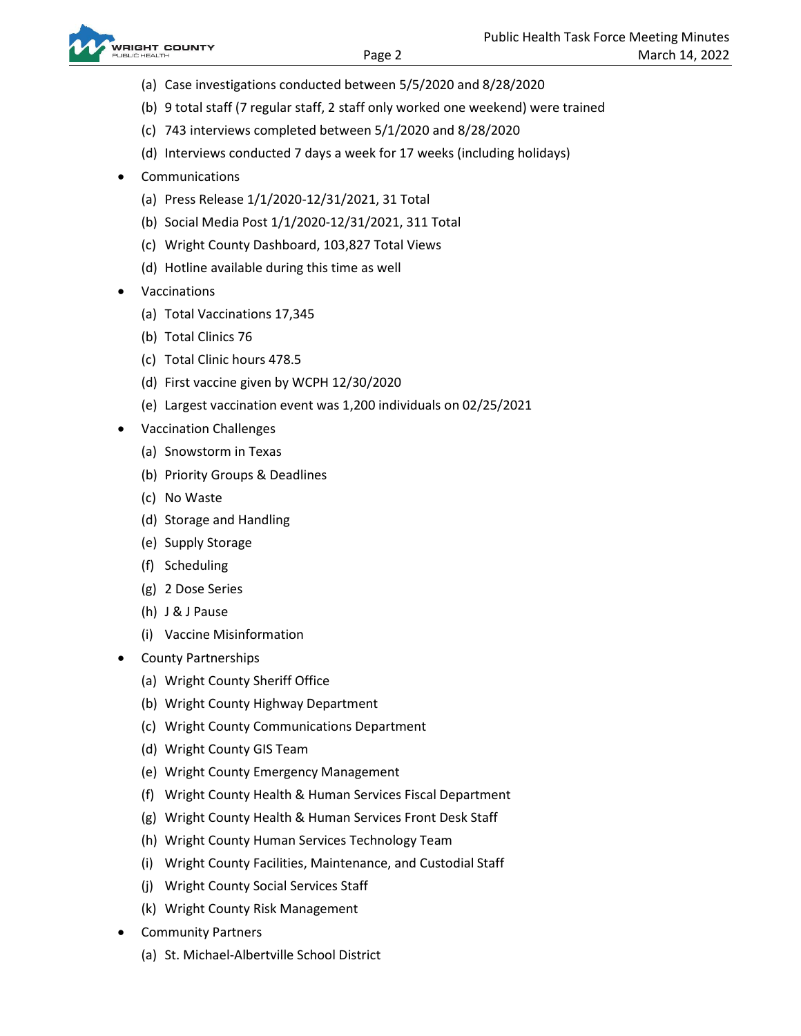(a) Case investigations conducted between 5/5/2020 and 8/28/2020
(b) 9 total staff (7 regular staff, 2 staff only worked one weekend) were trained
(c) 743 interviews completed between 5/1/2020 and 8/28/2020
(d) Interviews conducted 7 days a week for 17 weeks (including holidays)

- Communications
  (a) Press Release 1/1/2020-12/31/2021, 31 Total
  (b) Social Media Post 1/1/2020-12/31/2021, 311 Total
  (c) Wright County Dashboard, 103,827 Total Views
  (d) Hotline available during this time as well
- Vaccinations
  (a) Total Vaccinations 17,345
  (b) Total Clinics 76
  (c) Total Clinic hours 478.5
  (d) First vaccine given by WCPH 12/30/2020
  (e) Largest vaccination event was 1,200 individuals on 02/25/2021
- Vaccination Challenges
  (a) Snowstorm in Texas
  (b) Priority Groups & Deadlines
  (c) No Waste
  (d) Storage and Handling
  (e) Supply Storage
  (f) Scheduling
  (g) 2 Dose Series
  (h) J & J Pause
  (i) Vaccine Misinformation
- County Partnerships
  (a) Wright County Sheriff Office
  (b) Wright County Highway Department
  (c) Wright County Communications Department
  (d) Wright County GIS Team
  (e) Wright County Emergency Management
  (f) Wright County Health & Human Services Fiscal Department
  (g) Wright County Health & Human Services Front Desk Staff
  (h) Wright County Human Services Technology Team
  (i) Wright County Facilities, Maintenance, and Custodial Staff
  (j) Wright County Social Services Staff
  (k) Wright County Risk Management
- Community Partners
  (a) St. Michael-Albertville School District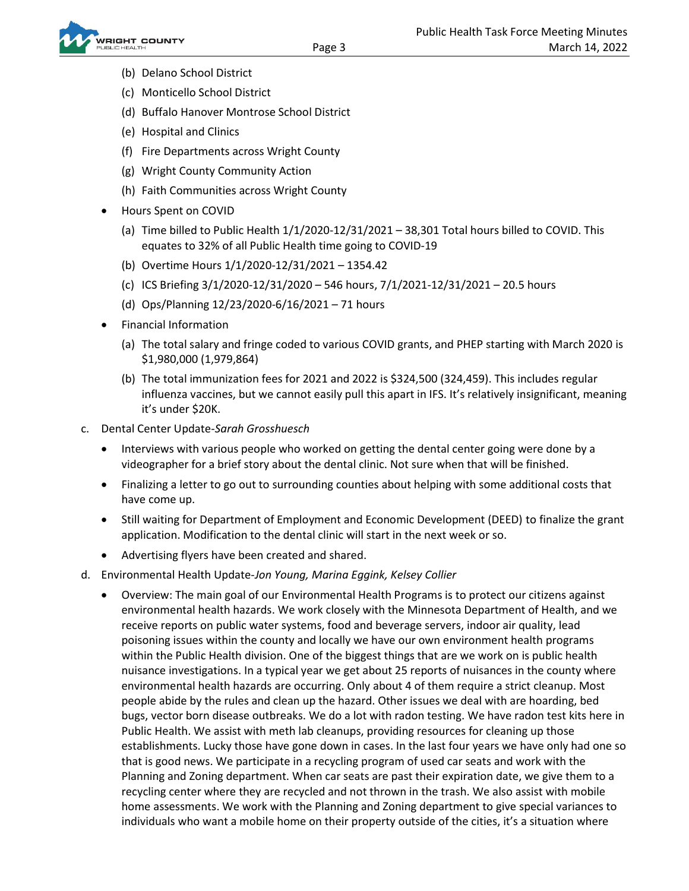(b) Delano School District

(c) Monticello School District

(d) Buffalo Hanover Montrose School District

(e) Hospital and Clinics

(f) Fire Departments across Wright County

(g) Wright County Community Action

(h) Faith Communities across Wright County

- Hours Spent on COVID
  - (a) Time billed to Public Health 1/1/2020-12/31/2021 – 38,301 Total hours billed to COVID. This equates to 32% of all Public Health time going to COVID-19
  - (b) Overtime Hours 1/1/2020-12/31/2021 – 1354.42
  - (c) ICS Briefing 3/1/2020-12/31/2020 – 546 hours, 7/1/2021-12/31/2021 – 20.5 hours
  - (d) Ops/Planning 12/23/2020-6/16/2021 – 71 hours
- Financial Information
  - (a) The total salary and fringe coded to various COVID grants, and PHEP starting with March 2020 is $1,980,000 (1,979,864)
  - (b) The total immunization fees for 2021 and 2022 is $324,500 (324,459). This includes regular influenza vaccines, but we cannot easily pull this apart in IFS. It's relatively insignificant, meaning it's under $20K.

c. Dental Center Update-*Sarah Grosshuesch*

- Interviews with various people who worked on getting the dental center going were done by a videographer for a brief story about the dental clinic. Not sure when that will be finished.
- Finalizing a letter to go out to surrounding counties about helping with some additional costs that have come up.
- Still waiting for Department of Employment and Economic Development (DEED) to finalize the grant application. Modification to the dental clinic will start in the next week or so.
- Advertising flyers have been created and shared.

d. Environmental Health Update-*Jon Young, Marina Eggink, Kelsey Collier*

- Overview: The main goal of our Environmental Health Programs is to protect our citizens against environmental health hazards. We work closely with the Minnesota Department of Health, and we receive reports on public water systems, food and beverage servers, indoor air quality, lead poisoning issues within the county and locally we have our own environment health programs within the Public Health division. One of the biggest things that are we work on is public health nuisance investigations. In a typical year we get about 25 reports of nuisances in the county where environmental health hazards are occurring. Only about 4 of them require a strict cleanup. Most people abide by the rules and clean up the hazard. Other issues we deal with are hoarding, bed bugs, vector born disease outbreaks. We do a lot with radon testing. We have radon test kits here in Public Health. We assist with meth lab cleanups, providing resources for cleaning up those establishments. Lucky those have gone down in cases. In the last four years we have only had one so that is good news. We participate in a recycling program of used car seats and work with the Planning and Zoning department. When car seats are past their expiration date, we give them to a recycling center where they are recycled and not thrown in the trash. We also assist with mobile home assessments. We work with the Planning and Zoning department to give special variances to individuals who want a mobile home on their property outside of the cities, it's a situation where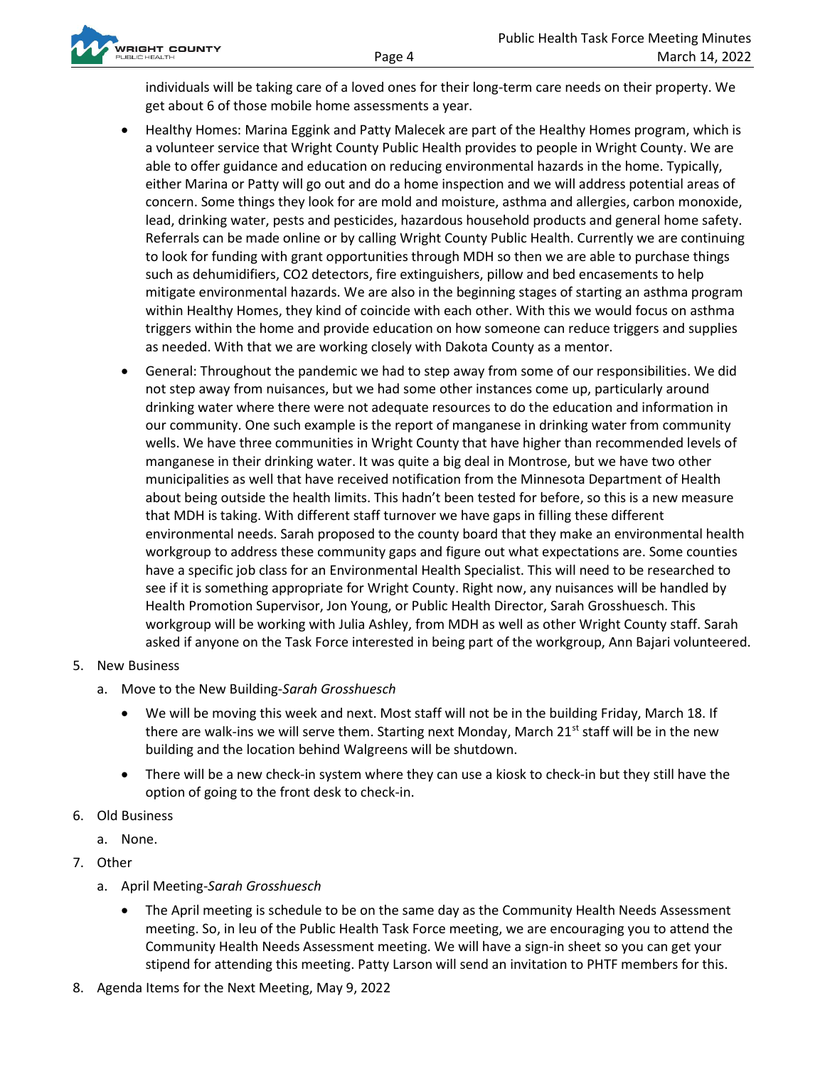individuals will be taking care of a loved ones for their long-term care needs on their property. We get about 6 of those mobile home assessments a year.

- Healthy Homes: Marina Eggink and Patty Malecek are part of the Healthy Homes program, which is a volunteer service that Wright County Public Health provides to people in Wright County. We are able to offer guidance and education on reducing environmental hazards in the home. Typically, either Marina or Patty will go out and do a home inspection and we will address potential areas of concern. Some things they look for are mold and moisture, asthma and allergies, carbon monoxide, lead, drinking water, pests and pesticides, hazardous household products and general home safety. Referrals can be made online or by calling Wright County Public Health. Currently we are continuing to look for funding with grant opportunities through MDH so then we are able to purchase things such as dehumidifiers, CO2 detectors, fire extinguishers, pillow and bed encasements to help mitigate environmental hazards. We are also in the beginning stages of starting an asthma program within Healthy Homes, they kind of coincide with each other. With this we would focus on asthma triggers within the home and provide education on how someone can reduce triggers and supplies as needed. With that we are working closely with Dakota County as a mentor.
- General: Throughout the pandemic we had to step away from some of our responsibilities. We did not step away from nuisances, but we had some other instances come up, particularly around drinking water where there were not adequate resources to do the education and information in our community. One such example is the report of manganese in drinking water from community wells. We have three communities in Wright County that have higher than recommended levels of manganese in their drinking water. It was quite a big deal in Montrose, but we have two other municipalities as well that have received notification from the Minnesota Department of Health about being outside the health limits. This hadn't been tested for before, so this is a new measure that MDH is taking. With different staff turnover we have gaps in filling these different environmental needs. Sarah proposed to the county board that they make an environmental health workgroup to address these community gaps and figure out what expectations are. Some counties have a specific job class for an Environmental Health Specialist. This will need to be researched to see if it is something appropriate for Wright County. Right now, any nuisances will be handled by Health Promotion Supervisor, Jon Young, or Public Health Director, Sarah Grosshuesch. This workgroup will be working with Julia Ashley, from MDH as well as other Wright County staff. Sarah asked if anyone on the Task Force interested in being part of the workgroup, Ann Bajari volunteered.

5. New Business
   a. Move to the New Building-*Sarah Grosshuesch*
      - We will be moving this week and next. Most staff will not be in the building Friday, March 18. If there are walk-ins we will serve them. Starting next Monday, March 21st staff will be in the new building and the location behind Walgreens will be shutdown.
      - There will be a new check-in system where they can use a kiosk to check-in but they still have the option of going to the front desk to check-in.
6. Old Business
   a. None.
7. Other
   a. April Meeting-*Sarah Grosshuesch*
      - The April meeting is schedule to be on the same day as the Community Health Needs Assessment meeting. So, in leu of the Public Health Task Force meeting, we are encouraging you to attend the Community Health Needs Assessment meeting. We will have a sign-in sheet so you can get your stipend for attending this meeting. Patty Larson will send an invitation to PHTF members for this.
8. Agenda Items for the Next Meeting, May 9, 2022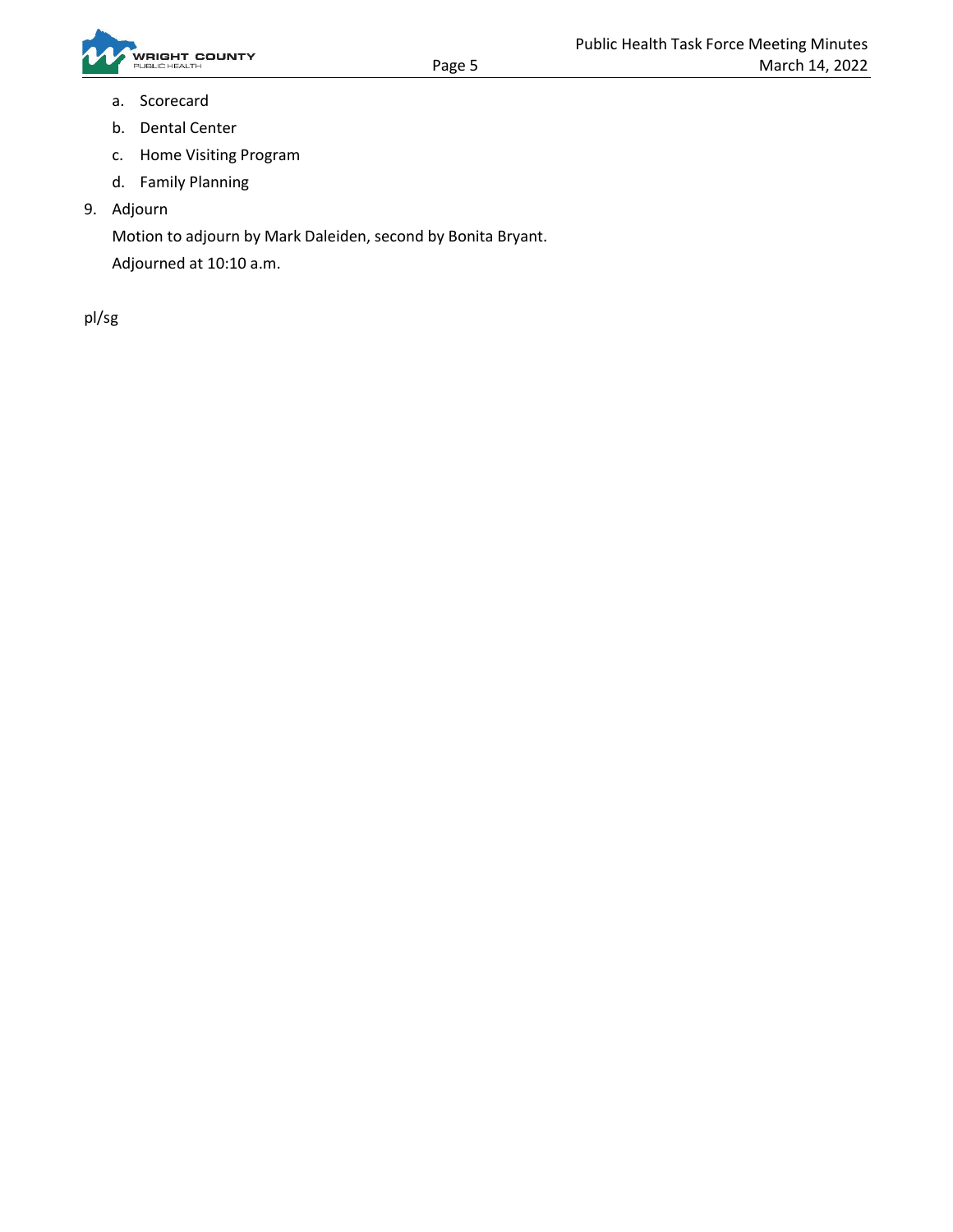a. Scorecard
   b. Dental Center
   c. Home Visiting Program
   d. Family Planning

9. Adjourn

   Motion to adjourn by Mark Daleiden, second by Bonita Bryant.

   Adjourned at 10:10 a.m.

pl/sg